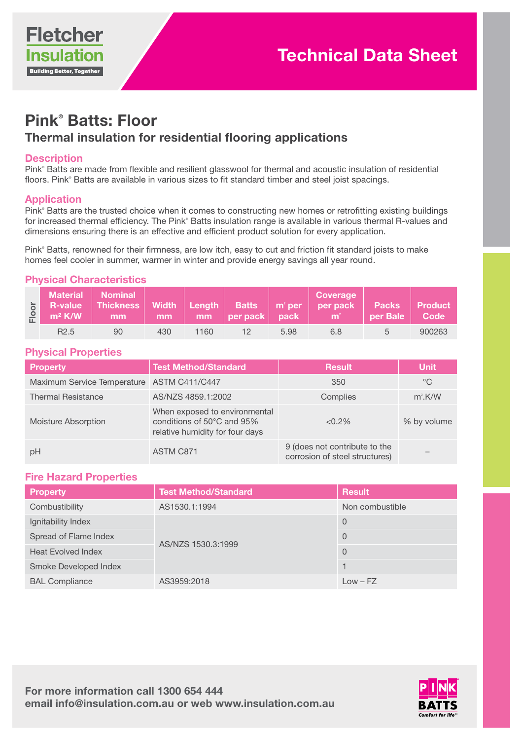Fletcher Insulation
Building Better, Together

# Technical Data Sheet

## Pink® Batts: Floor

### Thermal insulation for residential flooring applications

### Description

Pink® Batts are made from flexible and resilient glasswool for thermal and acoustic insulation of residential floors. Pink® Batts are available in various sizes to fit standard timber and steel joist spacings.

### Application

Pink® Batts are the trusted choice when it comes to constructing new homes or retrofitting existing buildings for increased thermal efficiency. The Pink® Batts insulation range is available in various thermal R-values and dimensions ensuring there is an effective and efficient product solution for every application.

Pink® Batts, renowned for their firmness, are low itch, easy to cut and friction fit standard joists to make homes feel cooler in summer, warmer in winter and provide energy savings all year round.

### Physical Characteristics

| | Material R-value m² K/W | Nominal Thickness mm | Width mm | Length mm | Batts per pack | m² per pack | Coverage per pack m² | Packs per Bale | Product Code |
|---|---|---|---|---|---|---|---|---|---|
| Floor | R2.5 | 90 | 430 | 1160 | 12 | 5.98 | 6.8 | 5 | 900263 |

### Physical Properties

| Property | Test Method/Standard | Result | Unit |
|---|---|---|---|
| Maximum Service Temperature | ASTM C411/C447 | 350 | °C |
| Thermal Resistance | AS/NZS 4859.1:2002 | Complies | m².K/W |
| Moisture Absorption | When exposed to environmental conditions of 50°C and 95% relative humidity for four days | <0.2% | % by volume |
| pH | ASTM C871 | 9 (does not contribute to the corrosion of steel structures) | – |

### Fire Hazard Properties

| Property | Test Method/Standard | Result |
|---|---|---|
| Combustibility | AS1530.1:1994 | Non combustible |
| Ignitability Index | AS/NZS 1530.3:1999 | 0 |
| Spread of Flame Index | AS/NZS 1530.3:1999 | 0 |
| Heat Evolved Index | AS/NZS 1530.3:1999 | 0 |
| Smoke Developed Index | AS/NZS 1530.3:1999 | 1 |
| BAL Compliance | AS3959:2018 | Low – FZ |

**For more information call 1300 654 444**
**email info@insulation.com.au or web www.insulation.com.au**

PINK BATTS Comfort for life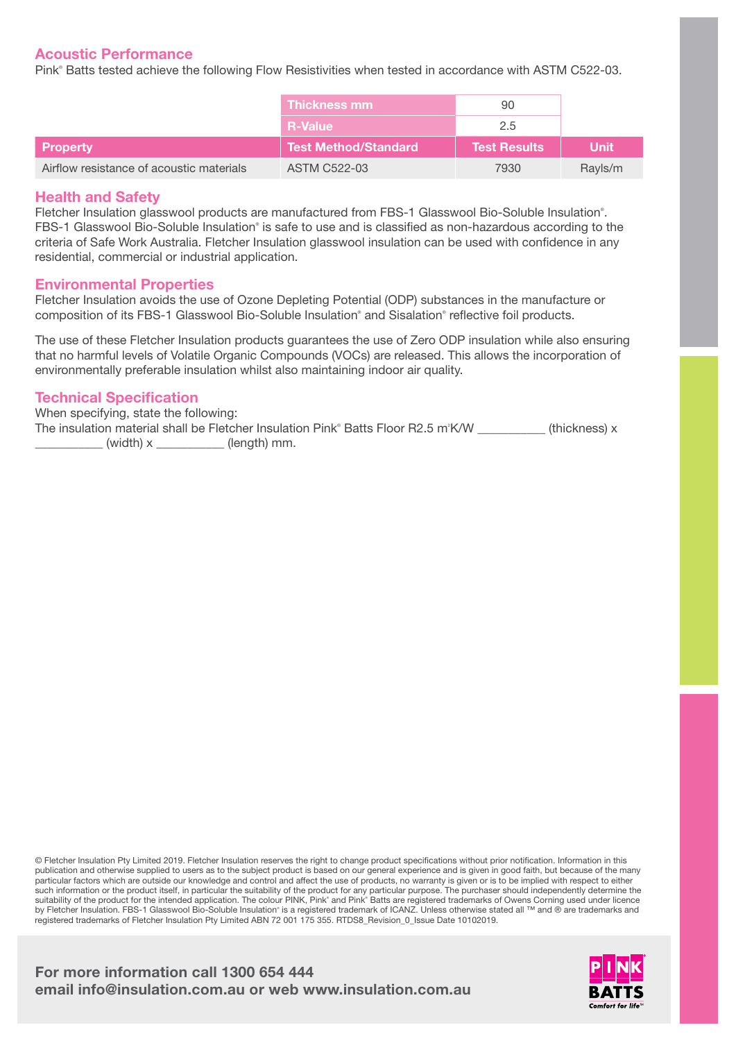## Acoustic Performance

Pink® Batts tested achieve the following Flow Resistivities when tested in accordance with ASTM C522-03.

| | | | |
|---|---|---|---|
| | Thickness mm | 90 | |
| | R-Value | 2.5 | |
| **Property** | **Test Method/Standard** | **Test Results** | **Unit** |
| Airflow resistance of acoustic materials | ASTM C522-03 | 7930 | Rayls/m |

## Health and Safety

Fletcher Insulation glasswool products are manufactured from FBS-1 Glasswool Bio-Soluble Insulation®. FBS-1 Glasswool Bio-Soluble Insulation® is safe to use and is classified as non-hazardous according to the criteria of Safe Work Australia. Fletcher Insulation glasswool insulation can be used with confidence in any residential, commercial or industrial application.

## Environmental Properties

Fletcher Insulation avoids the use of Ozone Depleting Potential (ODP) substances in the manufacture or composition of its FBS-1 Glasswool Bio-Soluble Insulation® and Sisalation® reflective foil products.

The use of these Fletcher Insulation products guarantees the use of Zero ODP insulation while also ensuring that no harmful levels of Volatile Organic Compounds (VOCs) are released. This allows the incorporation of environmentally preferable insulation whilst also maintaining indoor air quality.

## Technical Specification

When specifying, state the following:
The insulation material shall be Fletcher Insulation Pink® Batts Floor R2.5 $m^2K/W$ __________ (thickness) x __________ (width) x __________ (length) mm.

© Fletcher Insulation Pty Limited 2019. Fletcher Insulation reserves the right to change product specifications without prior notification. Information in this publication and otherwise supplied to users as to the subject product is based on our general experience and is given in good faith, but because of the many particular factors which are outside our knowledge and control and affect the use of products, no warranty is given or is to be implied with respect to either such information or the product itself, in particular the suitability of the product for any particular purpose. The purchaser should independently determine the suitability of the product for the intended application. The colour PINK, Pink® and Pink® Batts are registered trademarks of Owens Corning used under licence by Fletcher Insulation. FBS-1 Glasswool Bio-Soluble Insulation® is a registered trademark of ICANZ. Unless otherwise stated all ™ and ® are trademarks and registered trademarks of Fletcher Insulation Pty Limited ABN 72 001 175 355. RTDS8_Revision_0_Issue Date 10102019.

**For more information call 1300 654 444**
**email info@insulation.com.au or web www.insulation.com.au**

PINK® BATTS Comfort for life℠